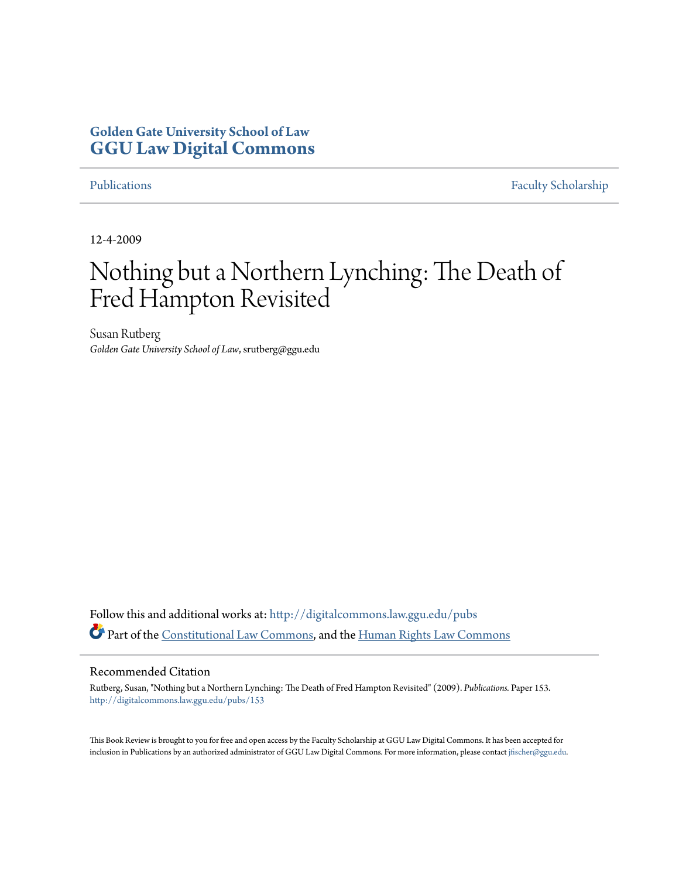**Golden Gate University School of Law**
**GGU Law Digital Commons**

Publications | Faculty Scholarship

12-4-2009

# Nothing but a Northern Lynching: The Death of Fred Hampton Revisited

Susan Rutberg
*Golden Gate University School of Law*, srutberg@ggu.edu

Follow this and additional works at: http://digitalcommons.law.ggu.edu/pubs

Part of the Constitutional Law Commons, and the Human Rights Law Commons

## Recommended Citation

Rutberg, Susan, "Nothing but a Northern Lynching: The Death of Fred Hampton Revisited" (2009). *Publications.* Paper 153.
http://digitalcommons.law.ggu.edu/pubs/153

This Book Review is brought to you for free and open access by the Faculty Scholarship at GGU Law Digital Commons. It has been accepted for inclusion in Publications by an authorized administrator of GGU Law Digital Commons. For more information, please contact jfischer@ggu.edu.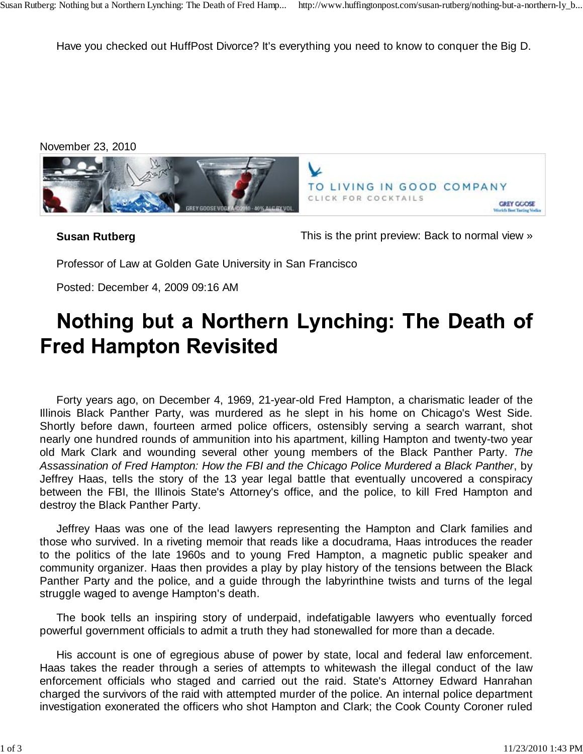Have you checked out HuffPost Divorce? It's everything you need to know to conquer the Big D.

November 23, 2010

**Susan Rutberg**

This is the print preview: Back to normal view »

Professor of Law at Golden Gate University in San Francisco

Posted: December 4, 2009 09:16 AM

# Nothing but a Northern Lynching: The Death of Fred Hampton Revisited

Forty years ago, on December 4, 1969, 21-year-old Fred Hampton, a charismatic leader of the Illinois Black Panther Party, was murdered as he slept in his home on Chicago's West Side. Shortly before dawn, fourteen armed police officers, ostensibly serving a search warrant, shot nearly one hundred rounds of ammunition into his apartment, killing Hampton and twenty-two year old Mark Clark and wounding several other young members of the Black Panther Party. *The Assassination of Fred Hampton: How the FBI and the Chicago Police Murdered a Black Panther*, by Jeffrey Haas, tells the story of the 13 year legal battle that eventually uncovered a conspiracy between the FBI, the Illinois State's Attorney's office, and the police, to kill Fred Hampton and destroy the Black Panther Party.

Jeffrey Haas was one of the lead lawyers representing the Hampton and Clark families and those who survived. In a riveting memoir that reads like a docudrama, Haas introduces the reader to the politics of the late 1960s and to young Fred Hampton, a magnetic public speaker and community organizer. Haas then provides a play by play history of the tensions between the Black Panther Party and the police, and a guide through the labyrinthine twists and turns of the legal struggle waged to avenge Hampton's death.

The book tells an inspiring story of underpaid, indefatigable lawyers who eventually forced powerful government officials to admit a truth they had stonewalled for more than a decade.

His account is one of egregious abuse of power by state, local and federal law enforcement. Haas takes the reader through a series of attempts to whitewash the illegal conduct of the law enforcement officials who staged and carried out the raid. State's Attorney Edward Hanrahan charged the survivors of the raid with attempted murder of the police. An internal police department investigation exonerated the officers who shot Hampton and Clark; the Cook County Coroner ruled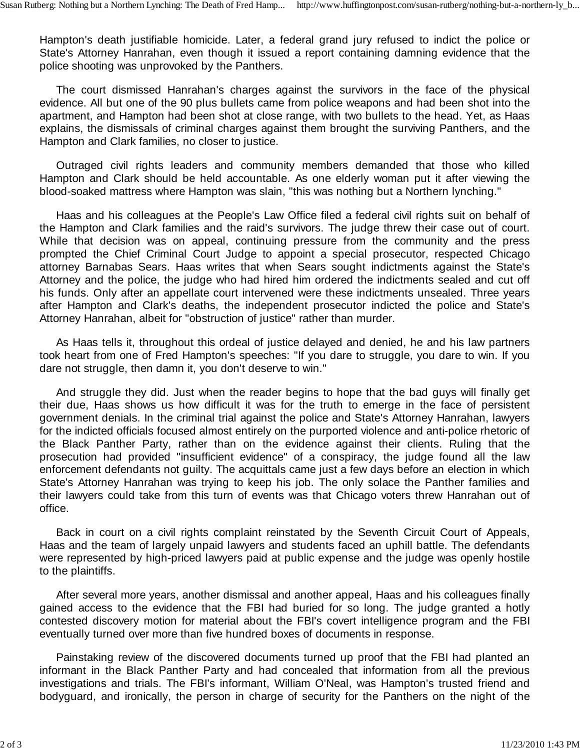Hampton's death justifiable homicide. Later, a federal grand jury refused to indict the police or State's Attorney Hanrahan, even though it issued a report containing damning evidence that the police shooting was unprovoked by the Panthers.

The court dismissed Hanrahan's charges against the survivors in the face of the physical evidence. All but one of the 90 plus bullets came from police weapons and had been shot into the apartment, and Hampton had been shot at close range, with two bullets to the head. Yet, as Haas explains, the dismissals of criminal charges against them brought the surviving Panthers, and the Hampton and Clark families, no closer to justice.

Outraged civil rights leaders and community members demanded that those who killed Hampton and Clark should be held accountable. As one elderly woman put it after viewing the blood-soaked mattress where Hampton was slain, "this was nothing but a Northern lynching."

Haas and his colleagues at the People's Law Office filed a federal civil rights suit on behalf of the Hampton and Clark families and the raid's survivors. The judge threw their case out of court. While that decision was on appeal, continuing pressure from the community and the press prompted the Chief Criminal Court Judge to appoint a special prosecutor, respected Chicago attorney Barnabas Sears. Haas writes that when Sears sought indictments against the State's Attorney and the police, the judge who had hired him ordered the indictments sealed and cut off his funds. Only after an appellate court intervened were these indictments unsealed. Three years after Hampton and Clark's deaths, the independent prosecutor indicted the police and State's Attorney Hanrahan, albeit for "obstruction of justice" rather than murder.

As Haas tells it, throughout this ordeal of justice delayed and denied, he and his law partners took heart from one of Fred Hampton's speeches: "If you dare to struggle, you dare to win. If you dare not struggle, then damn it, you don't deserve to win."

And struggle they did. Just when the reader begins to hope that the bad guys will finally get their due, Haas shows us how difficult it was for the truth to emerge in the face of persistent government denials. In the criminal trial against the police and State's Attorney Hanrahan, lawyers for the indicted officials focused almost entirely on the purported violence and anti-police rhetoric of the Black Panther Party, rather than on the evidence against their clients. Ruling that the prosecution had provided "insufficient evidence" of a conspiracy, the judge found all the law enforcement defendants not guilty. The acquittals came just a few days before an election in which State's Attorney Hanrahan was trying to keep his job. The only solace the Panther families and their lawyers could take from this turn of events was that Chicago voters threw Hanrahan out of office.

Back in court on a civil rights complaint reinstated by the Seventh Circuit Court of Appeals, Haas and the team of largely unpaid lawyers and students faced an uphill battle. The defendants were represented by high-priced lawyers paid at public expense and the judge was openly hostile to the plaintiffs.

After several more years, another dismissal and another appeal, Haas and his colleagues finally gained access to the evidence that the FBI had buried for so long. The judge granted a hotly contested discovery motion for material about the FBI's covert intelligence program and the FBI eventually turned over more than five hundred boxes of documents in response.

Painstaking review of the discovered documents turned up proof that the FBI had planted an informant in the Black Panther Party and had concealed that information from all the previous investigations and trials. The FBI's informant, William O'Neal, was Hampton's trusted friend and bodyguard, and ironically, the person in charge of security for the Panthers on the night of the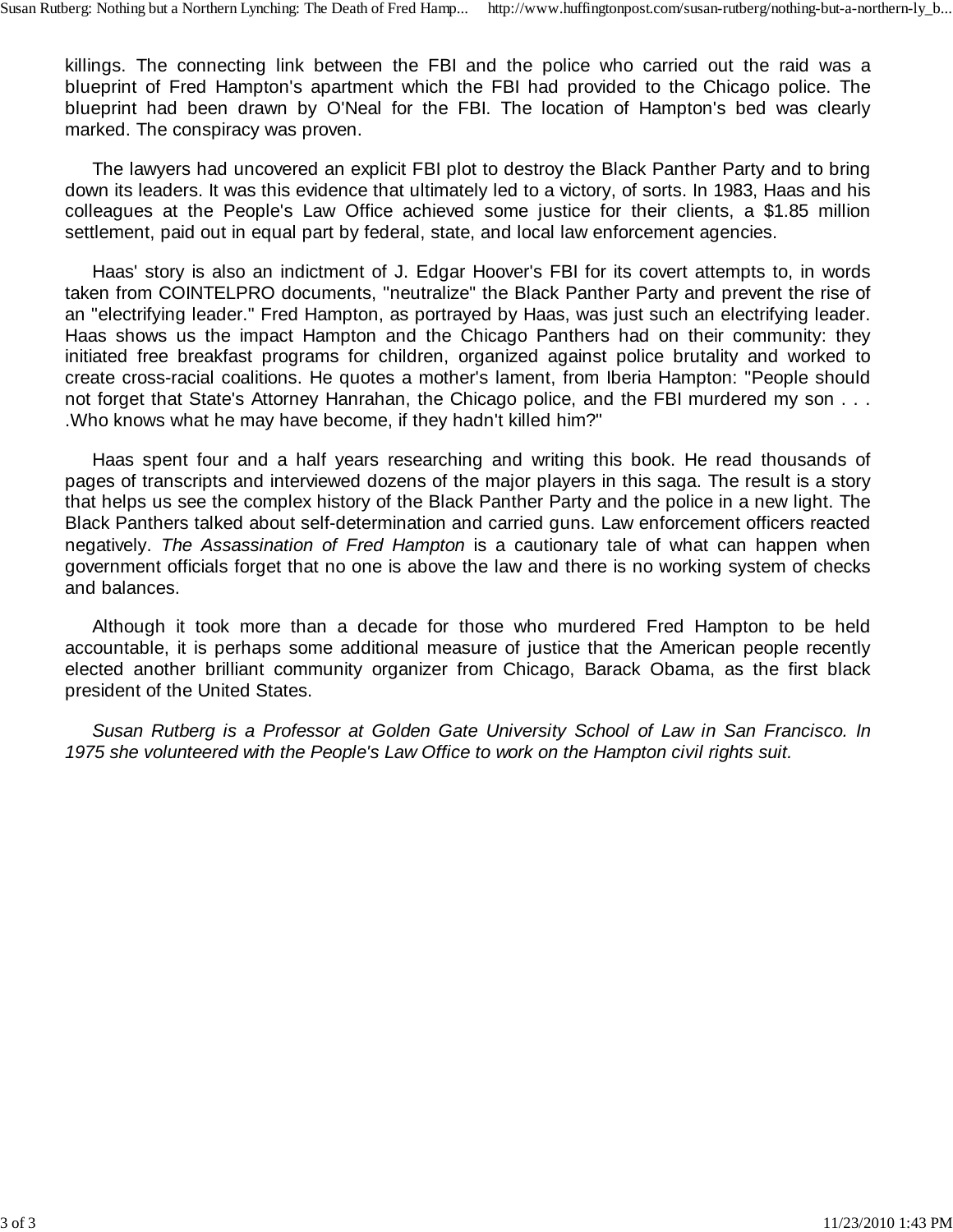killings. The connecting link between the FBI and the police who carried out the raid was a blueprint of Fred Hampton's apartment which the FBI had provided to the Chicago police. The blueprint had been drawn by O'Neal for the FBI. The location of Hampton's bed was clearly marked. The conspiracy was proven.

The lawyers had uncovered an explicit FBI plot to destroy the Black Panther Party and to bring down its leaders. It was this evidence that ultimately led to a victory, of sorts. In 1983, Haas and his colleagues at the People's Law Office achieved some justice for their clients, a $1.85 million settlement, paid out in equal part by federal, state, and local law enforcement agencies.

Haas' story is also an indictment of J. Edgar Hoover's FBI for its covert attempts to, in words taken from COINTELPRO documents, "neutralize" the Black Panther Party and prevent the rise of an "electrifying leader." Fred Hampton, as portrayed by Haas, was just such an electrifying leader. Haas shows us the impact Hampton and the Chicago Panthers had on their community: they initiated free breakfast programs for children, organized against police brutality and worked to create cross-racial coalitions. He quotes a mother's lament, from Iberia Hampton: "People should not forget that State's Attorney Hanrahan, the Chicago police, and the FBI murdered my son . . . .Who knows what he may have become, if they hadn't killed him?"

Haas spent four and a half years researching and writing this book. He read thousands of pages of transcripts and interviewed dozens of the major players in this saga. The result is a story that helps us see the complex history of the Black Panther Party and the police in a new light. The Black Panthers talked about self-determination and carried guns. Law enforcement officers reacted negatively. *The Assassination of Fred Hampton* is a cautionary tale of what can happen when government officials forget that no one is above the law and there is no working system of checks and balances.

Although it took more than a decade for those who murdered Fred Hampton to be held accountable, it is perhaps some additional measure of justice that the American people recently elected another brilliant community organizer from Chicago, Barack Obama, as the first black president of the United States.

*Susan Rutberg is a Professor at Golden Gate University School of Law in San Francisco. In 1975 she volunteered with the People's Law Office to work on the Hampton civil rights suit.*